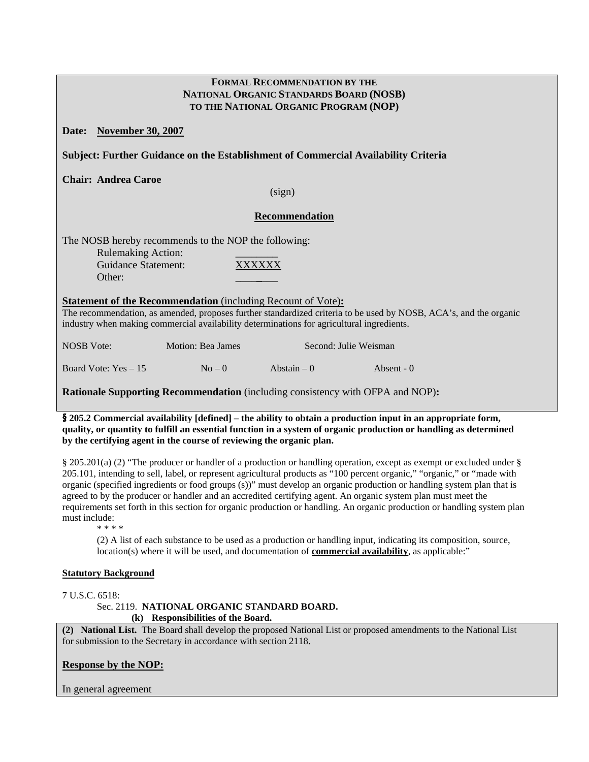**FORMAL RECOMMENDATION BY THE**
**NATIONAL ORGANIC STANDARDS BOARD (NOSB)**
**TO THE NATIONAL ORGANIC PROGRAM (NOP)**

**Date:** **November 30, 2007**

**Subject: Further Guidance on the Establishment of Commercial Availability Criteria**

**Chair: Andrea Caroe**

(sign)

## Recommendation

The NOSB hereby recommends to the NOP the following:

| | |
|---|---|
| Rulemaking Action: | ________ |
| Guidance Statement: | XXXXXX |
| Other: | ________ |

**Statement of the Recommendation** (including Recount of Vote)**:**

The recommendation, as amended, proposes further standardized criteria to be used by NOSB, ACA's, and the organic industry when making commercial availability determinations for agricultural ingredients.

| NOSB Vote: | Motion: Bea James | Second: Julie Weisman | |
|---|---|---|---|
| Board Vote: Yes – 15 | No – 0 | Abstain – 0 | Absent - 0 |

**Rationale Supporting Recommendation** (including consistency with OFPA and NOP)**:**

**§ 205.2 Commercial availability [defined] – the ability to obtain a production input in an appropriate form, quality, or quantity to fulfill an essential function in a system of organic production or handling as determined by the certifying agent in the course of reviewing the organic plan.**

§ 205.201(a) (2) "The producer or handler of a production or handling operation, except as exempt or excluded under § 205.101, intending to sell, label, or represent agricultural products as "100 percent organic," "organic," or "made with organic (specified ingredients or food groups (s))" must develop an organic production or handling system plan that is agreed to by the producer or handler and an accredited certifying agent. An organic system plan must meet the requirements set forth in this section for organic production or handling. An organic production or handling system plan must include:

* * * *

(2) A list of each substance to be used as a production or handling input, indicating its composition, source, location(s) where it will be used, and documentation of **commercial availability**, as applicable:"

**Statutory Background**

7 U.S.C. 6518:

Sec. 2119. **NATIONAL ORGANIC STANDARD BOARD.**

**(k) Responsibilities of the Board.**

**(2) National List.** The Board shall develop the proposed National List or proposed amendments to the National List for submission to the Secretary in accordance with section 2118.

**Response by the NOP:**

In general agreement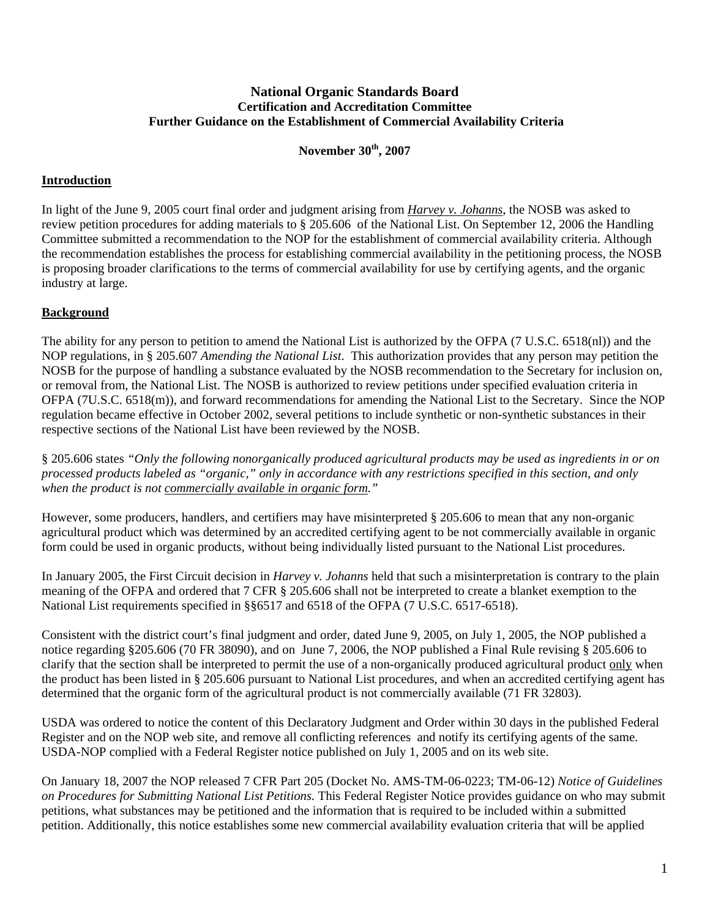**National Organic Standards Board**
**Certification and Accreditation Committee**
**Further Guidance on the Establishment of Commercial Availability Criteria**

**November 30th, 2007**

## Introduction

In light of the June 9, 2005 court final order and judgment arising from ***Harvey v. Johanns***, the NOSB was asked to review petition procedures for adding materials to § 205.606 of the National List. On September 12, 2006 the Handling Committee submitted a recommendation to the NOP for the establishment of commercial availability criteria. Although the recommendation establishes the process for establishing commercial availability in the petitioning process, the NOSB is proposing broader clarifications to the terms of commercial availability for use by certifying agents, and the organic industry at large.

## Background

The ability for any person to petition to amend the National List is authorized by the OFPA (7 U.S.C. 6518(nl)) and the NOP regulations, in § 205.607 *Amending the National List*. This authorization provides that any person may petition the NOSB for the purpose of handling a substance evaluated by the NOSB recommendation to the Secretary for inclusion on, or removal from, the National List. The NOSB is authorized to review petitions under specified evaluation criteria in OFPA (7U.S.C. 6518(m)), and forward recommendations for amending the National List to the Secretary. Since the NOP regulation became effective in October 2002, several petitions to include synthetic or non-synthetic substances in their respective sections of the National List have been reviewed by the NOSB.

§ 205.606 states *"Only the following nonorganically produced agricultural products may be used as ingredients in or on processed products labeled as "organic," only in accordance with any restrictions specified in this section, and only when the product is not commercially available in organic form."*

However, some producers, handlers, and certifiers may have misinterpreted § 205.606 to mean that any non-organic agricultural product which was determined by an accredited certifying agent to be not commercially available in organic form could be used in organic products, without being individually listed pursuant to the National List procedures.

In January 2005, the First Circuit decision in *Harvey v. Johanns* held that such a misinterpretation is contrary to the plain meaning of the OFPA and ordered that 7 CFR § 205.606 shall not be interpreted to create a blanket exemption to the National List requirements specified in §§6517 and 6518 of the OFPA (7 U.S.C. 6517-6518).

Consistent with the district court's final judgment and order, dated June 9, 2005, on July 1, 2005, the NOP published a notice regarding §205.606 (70 FR 38090), and on June 7, 2006, the NOP published a Final Rule revising § 205.606 to clarify that the section shall be interpreted to permit the use of a non-organically produced agricultural product only when the product has been listed in § 205.606 pursuant to National List procedures, and when an accredited certifying agent has determined that the organic form of the agricultural product is not commercially available (71 FR 32803).

USDA was ordered to notice the content of this Declaratory Judgment and Order within 30 days in the published Federal Register and on the NOP web site, and remove all conflicting references and notify its certifying agents of the same. USDA-NOP complied with a Federal Register notice published on July 1, 2005 and on its web site.

On January 18, 2007 the NOP released 7 CFR Part 205 (Docket No. AMS-TM-06-0223; TM-06-12) *Notice of Guidelines on Procedures for Submitting National List Petitions.* This Federal Register Notice provides guidance on who may submit petitions, what substances may be petitioned and the information that is required to be included within a submitted petition. Additionally, this notice establishes some new commercial availability evaluation criteria that will be applied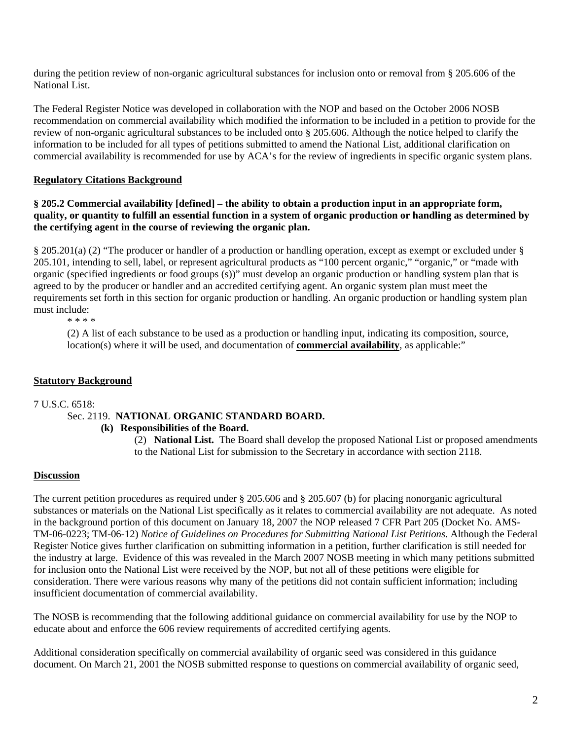during the petition review of non-organic agricultural substances for inclusion onto or removal from § 205.606 of the National List.

The Federal Register Notice was developed in collaboration with the NOP and based on the October 2006 NOSB recommendation on commercial availability which modified the information to be included in a petition to provide for the review of non-organic agricultural substances to be included onto § 205.606. Although the notice helped to clarify the information to be included for all types of petitions submitted to amend the National List, additional clarification on commercial availability is recommended for use by ACA's for the review of ingredients in specific organic system plans.

## Regulatory Citations Background

**§ 205.2 Commercial availability [defined] – the ability to obtain a production input in an appropriate form, quality, or quantity to fulfill an essential function in a system of organic production or handling as determined by the certifying agent in the course of reviewing the organic plan.**

§ 205.201(a) (2) "The producer or handler of a production or handling operation, except as exempt or excluded under § 205.101, intending to sell, label, or represent agricultural products as "100 percent organic," "organic," or "made with organic (specified ingredients or food groups (s))" must develop an organic production or handling system plan that is agreed to by the producer or handler and an accredited certifying agent. An organic system plan must meet the requirements set forth in this section for organic production or handling. An organic production or handling system plan must include:

\* \* \* \*

> (2) A list of each substance to be used as a production or handling input, indicating its composition, source, location(s) where it will be used, and documentation of **commercial availability**, as applicable:"

## Statutory Background

7 U.S.C. 6518:

Sec. 2119. **NATIONAL ORGANIC STANDARD BOARD.**

**(k) Responsibilities of the Board.**

(2) **National List.** The Board shall develop the proposed National List or proposed amendments to the National List for submission to the Secretary in accordance with section 2118.

## Discussion

The current petition procedures as required under § 205.606 and § 205.607 (b) for placing nonorganic agricultural substances or materials on the National List specifically as it relates to commercial availability are not adequate. As noted in the background portion of this document on January 18, 2007 the NOP released 7 CFR Part 205 (Docket No. AMS-TM-06-0223; TM-06-12) *Notice of Guidelines on Procedures for Submitting National List Petitions.* Although the Federal Register Notice gives further clarification on submitting information in a petition, further clarification is still needed for the industry at large. Evidence of this was revealed in the March 2007 NOSB meeting in which many petitions submitted for inclusion onto the National List were received by the NOP, but not all of these petitions were eligible for consideration. There were various reasons why many of the petitions did not contain sufficient information; including insufficient documentation of commercial availability.

The NOSB is recommending that the following additional guidance on commercial availability for use by the NOP to educate about and enforce the 606 review requirements of accredited certifying agents.

Additional consideration specifically on commercial availability of organic seed was considered in this guidance document. On March 21, 2001 the NOSB submitted response to questions on commercial availability of organic seed,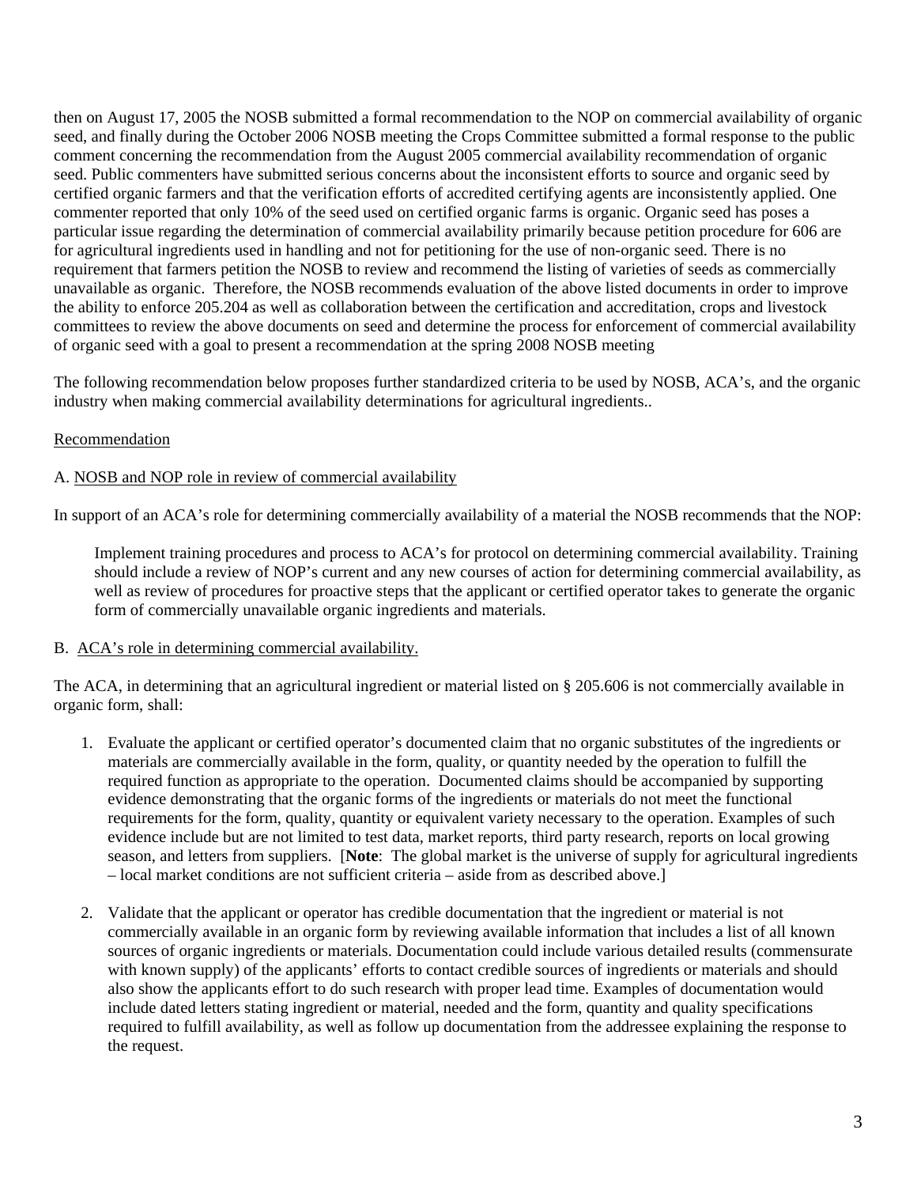then on August 17, 2005 the NOSB submitted a formal recommendation to the NOP on commercial availability of organic seed, and finally during the October 2006 NOSB meeting the Crops Committee submitted a formal response to the public comment concerning the recommendation from the August 2005 commercial availability recommendation of organic seed. Public commenters have submitted serious concerns about the inconsistent efforts to source and organic seed by certified organic farmers and that the verification efforts of accredited certifying agents are inconsistently applied. One commenter reported that only 10% of the seed used on certified organic farms is organic. Organic seed has poses a particular issue regarding the determination of commercial availability primarily because petition procedure for 606 are for agricultural ingredients used in handling and not for petitioning for the use of non-organic seed. There is no requirement that farmers petition the NOSB to review and recommend the listing of varieties of seeds as commercially unavailable as organic. Therefore, the NOSB recommends evaluation of the above listed documents in order to improve the ability to enforce 205.204 as well as collaboration between the certification and accreditation, crops and livestock committees to review the above documents on seed and determine the process for enforcement of commercial availability of organic seed with a goal to present a recommendation at the spring 2008 NOSB meeting

The following recommendation below proposes further standardized criteria to be used by NOSB, ACA's, and the organic industry when making commercial availability determinations for agricultural ingredients..

<u>Recommendation</u>

A. <u>NOSB and NOP role in review of commercial availability</u>

In support of an ACA's role for determining commercially availability of a material the NOSB recommends that the NOP:

> Implement training procedures and process to ACA's for protocol on determining commercial availability. Training should include a review of NOP's current and any new courses of action for determining commercial availability, as well as review of procedures for proactive steps that the applicant or certified operator takes to generate the organic form of commercially unavailable organic ingredients and materials.

B. <u>ACA's role in determining commercial availability.</u>

The ACA, in determining that an agricultural ingredient or material listed on § 205.606 is not commercially available in organic form, shall:

1. Evaluate the applicant or certified operator's documented claim that no organic substitutes of the ingredients or materials are commercially available in the form, quality, or quantity needed by the operation to fulfill the required function as appropriate to the operation. Documented claims should be accompanied by supporting evidence demonstrating that the organic forms of the ingredients or materials do not meet the functional requirements for the form, quality, quantity or equivalent variety necessary to the operation. Examples of such evidence include but are not limited to test data, market reports, third party research, reports on local growing season, and letters from suppliers. [**Note**: The global market is the universe of supply for agricultural ingredients – local market conditions are not sufficient criteria – aside from as described above.]

2. Validate that the applicant or operator has credible documentation that the ingredient or material is not commercially available in an organic form by reviewing available information that includes a list of all known sources of organic ingredients or materials. Documentation could include various detailed results (commensurate with known supply) of the applicants' efforts to contact credible sources of ingredients or materials and should also show the applicants effort to do such research with proper lead time. Examples of documentation would include dated letters stating ingredient or material, needed and the form, quantity and quality specifications required to fulfill availability, as well as follow up documentation from the addressee explaining the response to the request.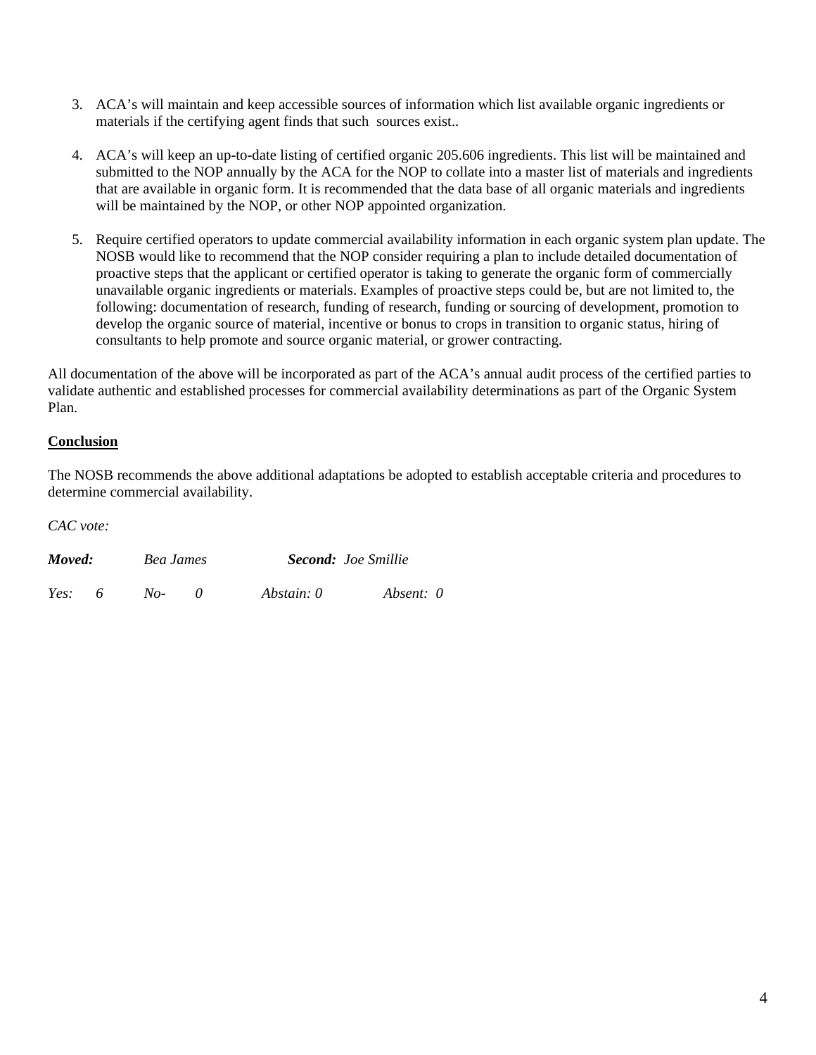3. ACA's will maintain and keep accessible sources of information which list available organic ingredients or materials if the certifying agent finds that such sources exist..

4. ACA's will keep an up-to-date listing of certified organic 205.606 ingredients. This list will be maintained and submitted to the NOP annually by the ACA for the NOP to collate into a master list of materials and ingredients that are available in organic form. It is recommended that the data base of all organic materials and ingredients will be maintained by the NOP, or other NOP appointed organization.

5. Require certified operators to update commercial availability information in each organic system plan update. The NOSB would like to recommend that the NOP consider requiring a plan to include detailed documentation of proactive steps that the applicant or certified operator is taking to generate the organic form of commercially unavailable organic ingredients or materials. Examples of proactive steps could be, but are not limited to, the following: documentation of research, funding of research, funding or sourcing of development, promotion to develop the organic source of material, incentive or bonus to crops in transition to organic status, hiring of consultants to help promote and source organic material, or grower contracting.

All documentation of the above will be incorporated as part of the ACA's annual audit process of the certified parties to validate authentic and established processes for commercial availability determinations as part of the Organic System Plan.

**Conclusion**

The NOSB recommends the above additional adaptations be adopted to establish acceptable criteria and procedures to determine commercial availability.

*CAC vote:*

***Moved:*** *Bea James* ***Second:*** *Joe Smillie*

*Yes: 6 No- 0 Abstain: 0 Absent: 0*